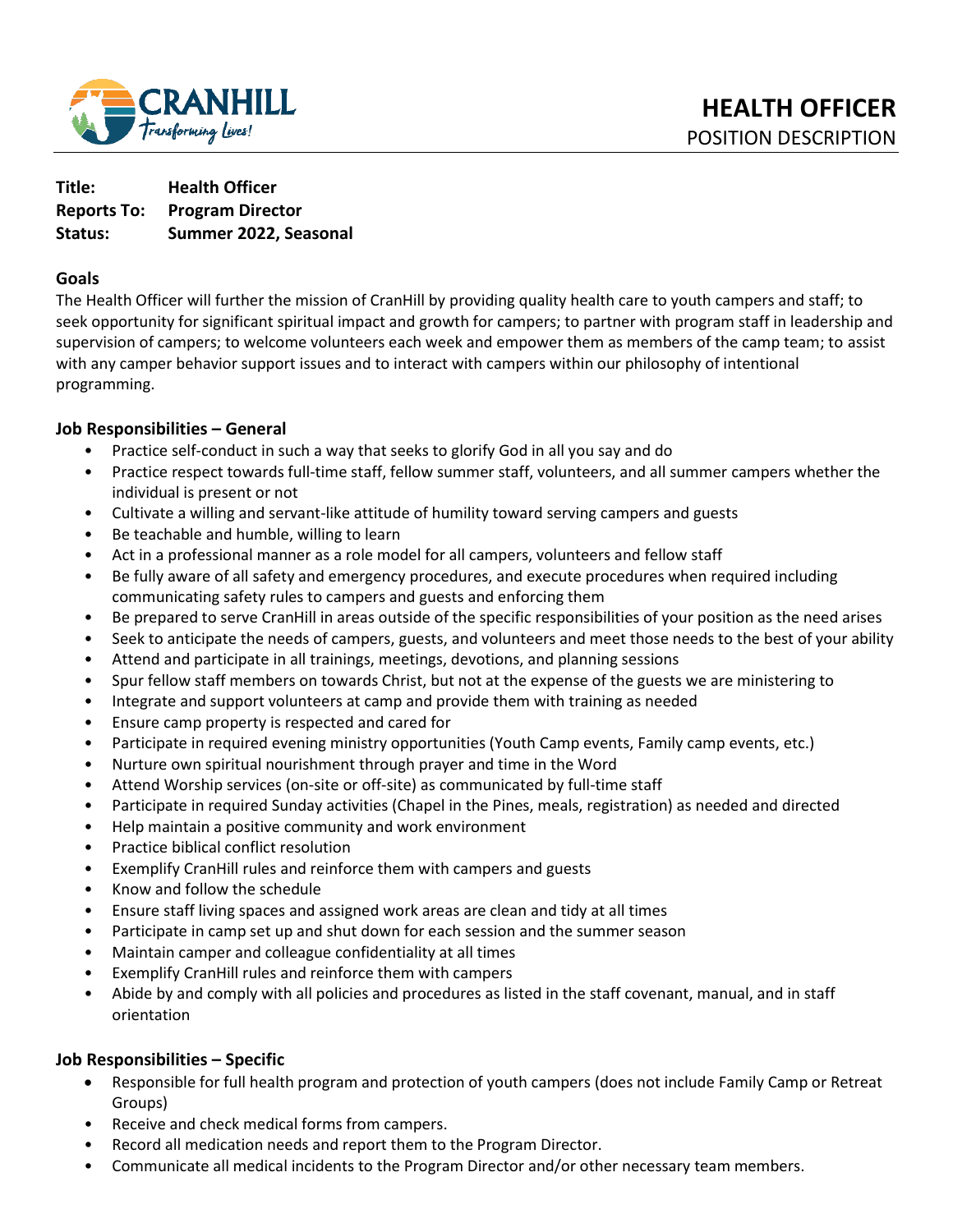# HEALTH OFFICER

POSITION DESCRIPTION

**Title:** **Health Officer**
**Reports To:** **Program Director**
**Status:** **Summer 2022, Seasonal**

## Goals

The Health Officer will further the mission of CranHill by providing quality health care to youth campers and staff; to seek opportunity for significant spiritual impact and growth for campers; to partner with program staff in leadership and supervision of campers; to welcome volunteers each week and empower them as members of the camp team; to assist with any camper behavior support issues and to interact with campers within our philosophy of intentional programming.

## Job Responsibilities – General

- Practice self-conduct in such a way that seeks to glorify God in all you say and do
- Practice respect towards full-time staff, fellow summer staff, volunteers, and all summer campers whether the individual is present or not
- Cultivate a willing and servant-like attitude of humility toward serving campers and guests
- Be teachable and humble, willing to learn
- Act in a professional manner as a role model for all campers, volunteers and fellow staff
- Be fully aware of all safety and emergency procedures, and execute procedures when required including communicating safety rules to campers and guests and enforcing them
- Be prepared to serve CranHill in areas outside of the specific responsibilities of your position as the need arises
- Seek to anticipate the needs of campers, guests, and volunteers and meet those needs to the best of your ability
- Attend and participate in all trainings, meetings, devotions, and planning sessions
- Spur fellow staff members on towards Christ, but not at the expense of the guests we are ministering to
- Integrate and support volunteers at camp and provide them with training as needed
- Ensure camp property is respected and cared for
- Participate in required evening ministry opportunities (Youth Camp events, Family camp events, etc.)
- Nurture own spiritual nourishment through prayer and time in the Word
- Attend Worship services (on-site or off-site) as communicated by full-time staff
- Participate in required Sunday activities (Chapel in the Pines, meals, registration) as needed and directed
- Help maintain a positive community and work environment
- Practice biblical conflict resolution
- Exemplify CranHill rules and reinforce them with campers and guests
- Know and follow the schedule
- Ensure staff living spaces and assigned work areas are clean and tidy at all times
- Participate in camp set up and shut down for each session and the summer season
- Maintain camper and colleague confidentiality at all times
- Exemplify CranHill rules and reinforce them with campers
- Abide by and comply with all policies and procedures as listed in the staff covenant, manual, and in staff orientation

## Job Responsibilities – Specific

- Responsible for full health program and protection of youth campers (does not include Family Camp or Retreat Groups)
- Receive and check medical forms from campers.
- Record all medication needs and report them to the Program Director.
- Communicate all medical incidents to the Program Director and/or other necessary team members.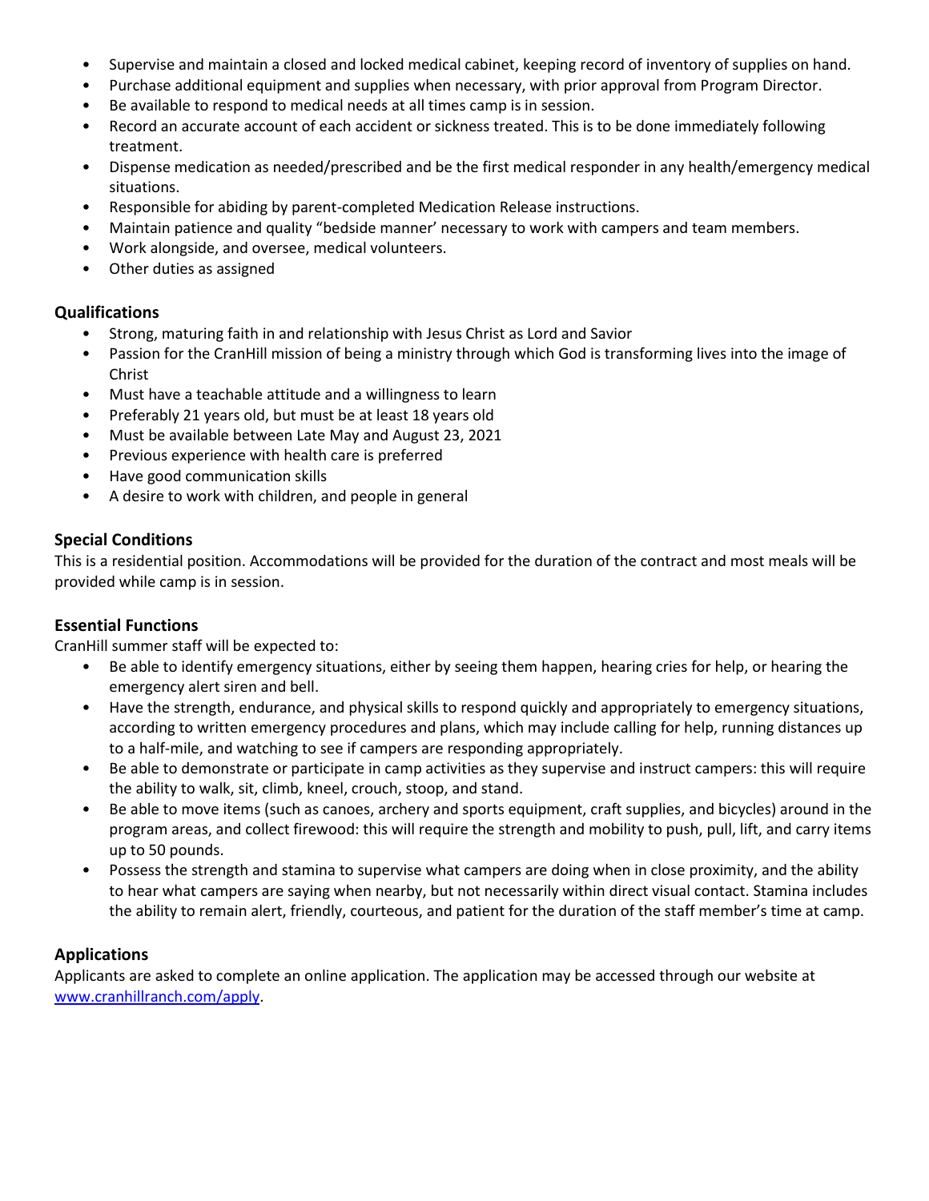- Supervise and maintain a closed and locked medical cabinet, keeping record of inventory of supplies on hand.
- Purchase additional equipment and supplies when necessary, with prior approval from Program Director.
- Be available to respond to medical needs at all times camp is in session.
- Record an accurate account of each accident or sickness treated. This is to be done immediately following treatment.
- Dispense medication as needed/prescribed and be the first medical responder in any health/emergency medical situations.
- Responsible for abiding by parent-completed Medication Release instructions.
- Maintain patience and quality "bedside manner' necessary to work with campers and team members.
- Work alongside, and oversee, medical volunteers.
- Other duties as assigned

## Qualifications

- Strong, maturing faith in and relationship with Jesus Christ as Lord and Savior
- Passion for the CranHill mission of being a ministry through which God is transforming lives into the image of Christ
- Must have a teachable attitude and a willingness to learn
- Preferably 21 years old, but must be at least 18 years old
- Must be available between Late May and August 23, 2021
- Previous experience with health care is preferred
- Have good communication skills
- A desire to work with children, and people in general

## Special Conditions

This is a residential position. Accommodations will be provided for the duration of the contract and most meals will be provided while camp is in session.

## Essential Functions

CranHill summer staff will be expected to:

- Be able to identify emergency situations, either by seeing them happen, hearing cries for help, or hearing the emergency alert siren and bell.
- Have the strength, endurance, and physical skills to respond quickly and appropriately to emergency situations, according to written emergency procedures and plans, which may include calling for help, running distances up to a half-mile, and watching to see if campers are responding appropriately.
- Be able to demonstrate or participate in camp activities as they supervise and instruct campers: this will require the ability to walk, sit, climb, kneel, crouch, stoop, and stand.
- Be able to move items (such as canoes, archery and sports equipment, craft supplies, and bicycles) around in the program areas, and collect firewood: this will require the strength and mobility to push, pull, lift, and carry items up to 50 pounds.
- Possess the strength and stamina to supervise what campers are doing when in close proximity, and the ability to hear what campers are saying when nearby, but not necessarily within direct visual contact. Stamina includes the ability to remain alert, friendly, courteous, and patient for the duration of the staff member's time at camp.

## Applications

Applicants are asked to complete an online application. The application may be accessed through our website at [www.cranhillranch.com/apply](www.cranhillranch.com/apply).